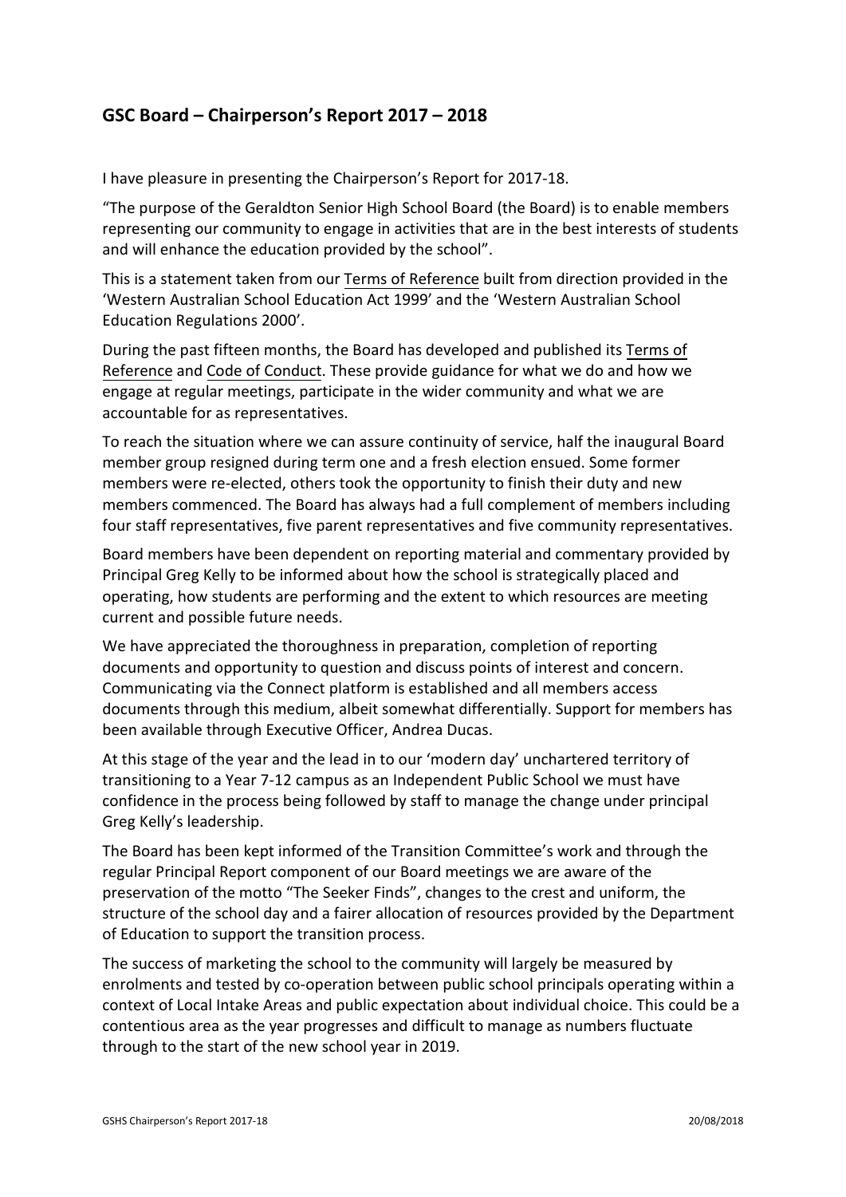## GSC Board – Chairperson's Report 2017 – 2018

I have pleasure in presenting the Chairperson's Report for 2017-18.

"The purpose of the Geraldton Senior High School Board (the Board) is to enable members representing our community to engage in activities that are in the best interests of students and will enhance the education provided by the school".

This is a statement taken from our Terms of Reference built from direction provided in the 'Western Australian School Education Act 1999' and the 'Western Australian School Education Regulations 2000'.

During the past fifteen months, the Board has developed and published its Terms of Reference and Code of Conduct. These provide guidance for what we do and how we engage at regular meetings, participate in the wider community and what we are accountable for as representatives.

To reach the situation where we can assure continuity of service, half the inaugural Board member group resigned during term one and a fresh election ensued. Some former members were re-elected, others took the opportunity to finish their duty and new members commenced. The Board has always had a full complement of members including four staff representatives, five parent representatives and five community representatives.

Board members have been dependent on reporting material and commentary provided by Principal Greg Kelly to be informed about how the school is strategically placed and operating, how students are performing and the extent to which resources are meeting current and possible future needs.

We have appreciated the thoroughness in preparation, completion of reporting documents and opportunity to question and discuss points of interest and concern. Communicating via the Connect platform is established and all members access documents through this medium, albeit somewhat differentially. Support for members has been available through Executive Officer, Andrea Ducas.

At this stage of the year and the lead in to our 'modern day' unchartered territory of transitioning to a Year 7-12 campus as an Independent Public School we must have confidence in the process being followed by staff to manage the change under principal Greg Kelly's leadership.

The Board has been kept informed of the Transition Committee's work and through the regular Principal Report component of our Board meetings we are aware of the preservation of the motto "The Seeker Finds", changes to the crest and uniform, the structure of the school day and a fairer allocation of resources provided by the Department of Education to support the transition process.

The success of marketing the school to the community will largely be measured by enrolments and tested by co-operation between public school principals operating within a context of Local Intake Areas and public expectation about individual choice. This could be a contentious area as the year progresses and difficult to manage as numbers fluctuate through to the start of the new school year in 2019.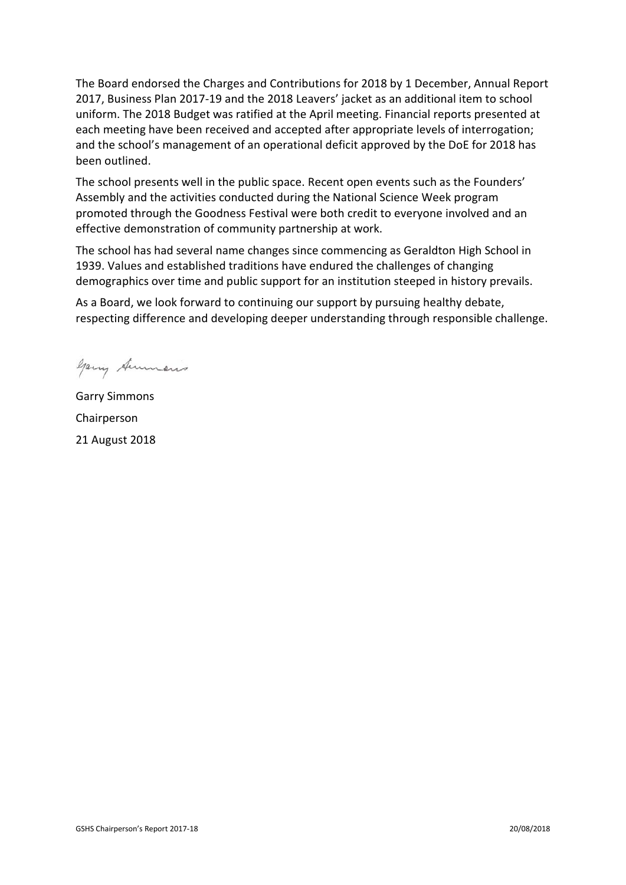The Board endorsed the Charges and Contributions for 2018 by 1 December, Annual Report 2017, Business Plan 2017-19 and the 2018 Leavers' jacket as an additional item to school uniform. The 2018 Budget was ratified at the April meeting. Financial reports presented at each meeting have been received and accepted after appropriate levels of interrogation; and the school's management of an operational deficit approved by the DoE for 2018 has been outlined.

The school presents well in the public space. Recent open events such as the Founders' Assembly and the activities conducted during the National Science Week program promoted through the Goodness Festival were both credit to everyone involved and an effective demonstration of community partnership at work.

The school has had several name changes since commencing as Geraldton High School in 1939. Values and established traditions have endured the challenges of changing demographics over time and public support for an institution steeped in history prevails.

As a Board, we look forward to continuing our support by pursuing healthy debate, respecting difference and developing deeper understanding through responsible challenge.

Garry Simmons

Chairperson

21 August 2018